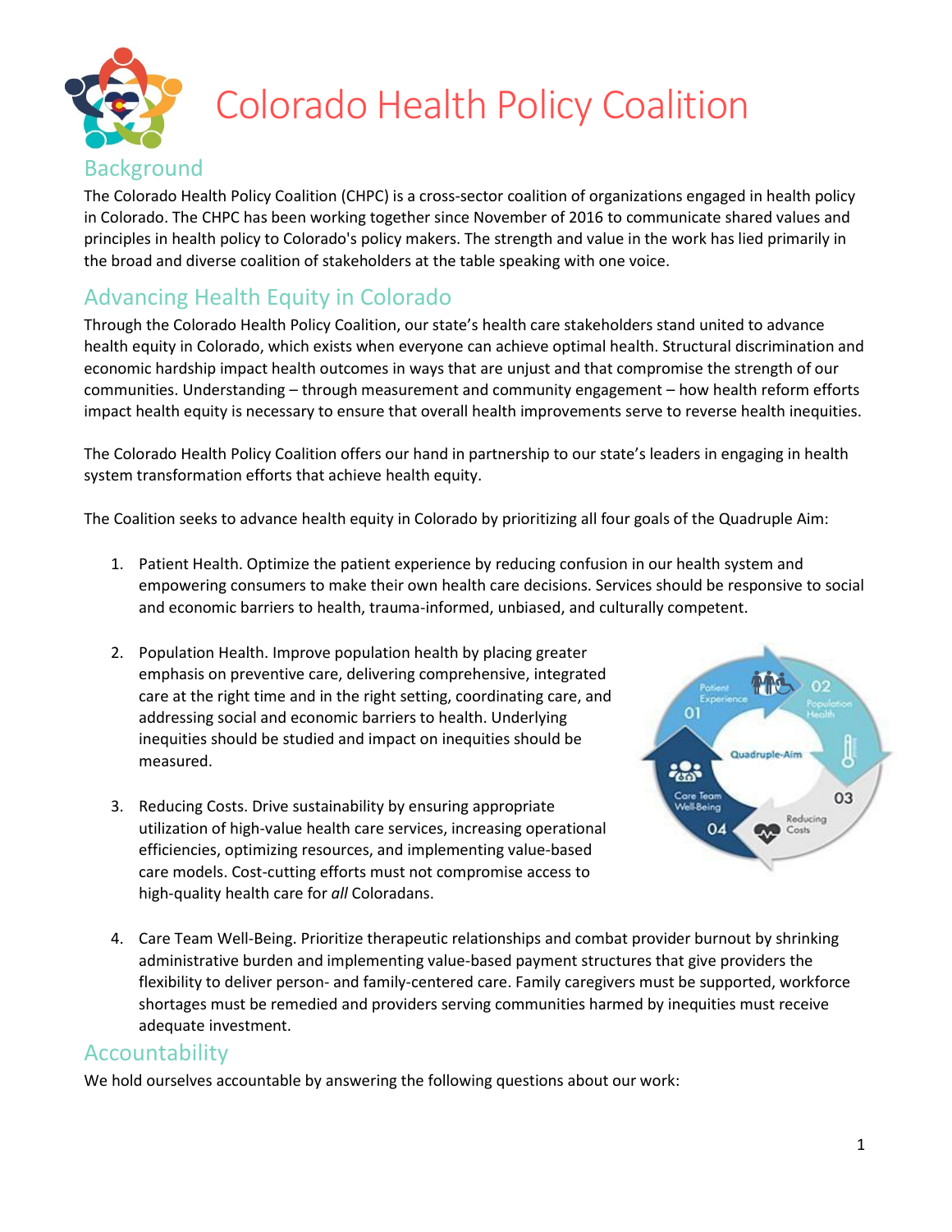# Colorado Health Policy Coalition

## Background

The Colorado Health Policy Coalition (CHPC) is a cross-sector coalition of organizations engaged in health policy in Colorado. The CHPC has been working together since November of 2016 to communicate shared values and principles in health policy to Colorado's policy makers. The strength and value in the work has lied primarily in the broad and diverse coalition of stakeholders at the table speaking with one voice.

## Advancing Health Equity in Colorado

Through the Colorado Health Policy Coalition, our state's health care stakeholders stand united to advance health equity in Colorado, which exists when everyone can achieve optimal health. Structural discrimination and economic hardship impact health outcomes in ways that are unjust and that compromise the strength of our communities. Understanding – through measurement and community engagement – how health reform efforts impact health equity is necessary to ensure that overall health improvements serve to reverse health inequities.

The Colorado Health Policy Coalition offers our hand in partnership to our state's leaders in engaging in health system transformation efforts that achieve health equity.

The Coalition seeks to advance health equity in Colorado by prioritizing all four goals of the Quadruple Aim:

1. Patient Health. Optimize the patient experience by reducing confusion in our health system and empowering consumers to make their own health care decisions. Services should be responsive to social and economic barriers to health, trauma-informed, unbiased, and culturally competent.

2. Population Health. Improve population health by placing greater emphasis on preventive care, delivering comprehensive, integrated care at the right time and in the right setting, coordinating care, and addressing social and economic barriers to health. Underlying inequities should be studied and impact on inequities should be measured.

3. Reducing Costs. Drive sustainability by ensuring appropriate utilization of high-value health care services, increasing operational efficiencies, optimizing resources, and implementing value-based care models. Cost-cutting efforts must not compromise access to high-quality health care for *all* Coloradans.

4. Care Team Well-Being. Prioritize therapeutic relationships and combat provider burnout by shrinking administrative burden and implementing value-based payment structures that give providers the flexibility to deliver person- and family-centered care. Family caregivers must be supported, workforce shortages must be remedied and providers serving communities harmed by inequities must receive adequate investment.

## Accountability

We hold ourselves accountable by answering the following questions about our work: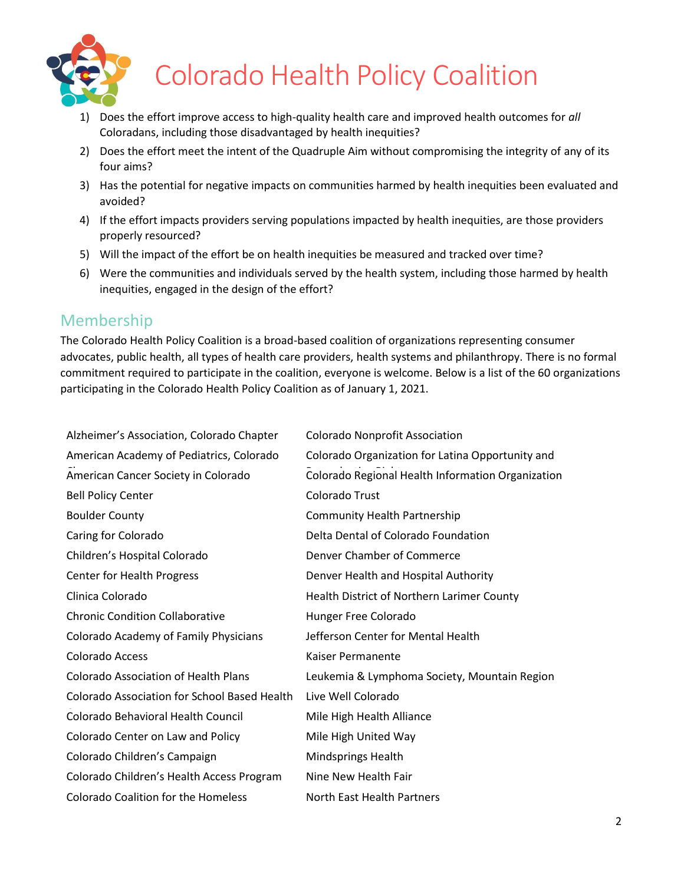1) Does the effort improve access to high-quality health care and improved health outcomes for *all* Coloradans, including those disadvantaged by health inequities?
2) Does the effort meet the intent of the Quadruple Aim without compromising the integrity of any of its four aims?
3) Has the potential for negative impacts on communities harmed by health inequities been evaluated and avoided?
4) If the effort impacts providers serving populations impacted by health inequities, are those providers properly resourced?
5) Will the impact of the effort be on health inequities be measured and tracked over time?
6) Were the communities and individuals served by the health system, including those harmed by health inequities, engaged in the design of the effort?

## Membership

The Colorado Health Policy Coalition is a broad-based coalition of organizations representing consumer advocates, public health, all types of health care providers, health systems and philanthropy. There is no formal commitment required to participate in the coalition, everyone is welcome. Below is a list of the 60 organizations participating in the Colorado Health Policy Coalition as of January 1, 2021.

- Alzheimer's Association, Colorado Chapter
- American Academy of Pediatrics, Colorado Chapter
- American Cancer Society in Colorado
- Bell Policy Center
- Boulder County
- Caring for Colorado
- Children's Hospital Colorado
- Center for Health Progress
- Clinica Colorado
- Chronic Condition Collaborative
- Colorado Academy of Family Physicians
- Colorado Access
- Colorado Association of Health Plans
- Colorado Association for School Based Health Care
- Colorado Behavioral Health Council
- Colorado Center on Law and Policy
- Colorado Children's Campaign
- Colorado Children's Health Access Program
- Colorado Coalition for the Homeless
- Colorado Nonprofit Association
- Colorado Organization for Latina Opportunity and Reproductive Rights
- Colorado Regional Health Information Organization
- Colorado Trust
- Community Health Partnership
- Delta Dental of Colorado Foundation
- Denver Chamber of Commerce
- Denver Health and Hospital Authority
- Health District of Northern Larimer County
- Hunger Free Colorado
- Jefferson Center for Mental Health
- Kaiser Permanente
- Leukemia & Lymphoma Society, Mountain Region
- Live Well Colorado
- Mile High Health Alliance
- Mile High United Way
- Mindsprings Health
- Nine New Health Fair
- North East Health Partners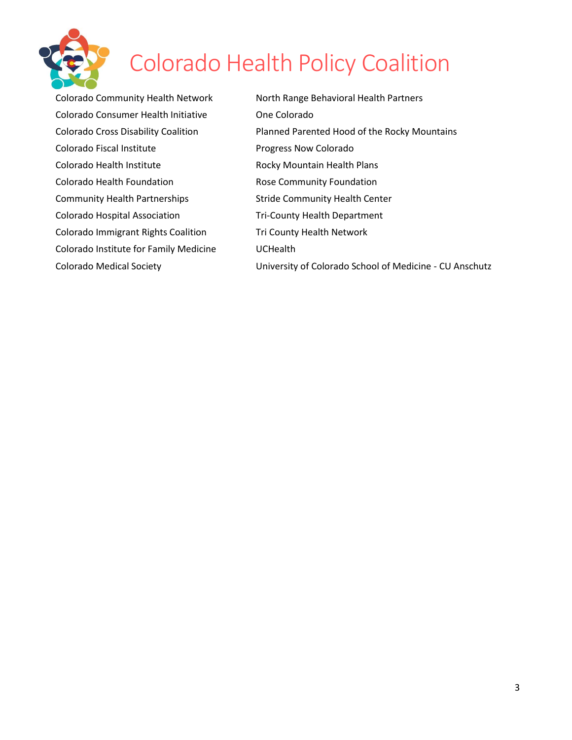# Colorado Health Policy Coalition

- Colorado Community Health Network
- Colorado Consumer Health Initiative
- Colorado Cross Disability Coalition
- Colorado Fiscal Institute
- Colorado Health Institute
- Colorado Health Foundation
- Community Health Partnerships
- Colorado Hospital Association
- Colorado Immigrant Rights Coalition
- Colorado Institute for Family Medicine
- Colorado Medical Society
- North Range Behavioral Health Partners
- One Colorado
- Planned Parented Hood of the Rocky Mountains
- Progress Now Colorado
- Rocky Mountain Health Plans
- Rose Community Foundation
- Stride Community Health Center
- Tri-County Health Department
- Tri County Health Network
- UCHealth
- University of Colorado School of Medicine - CU Anschutz